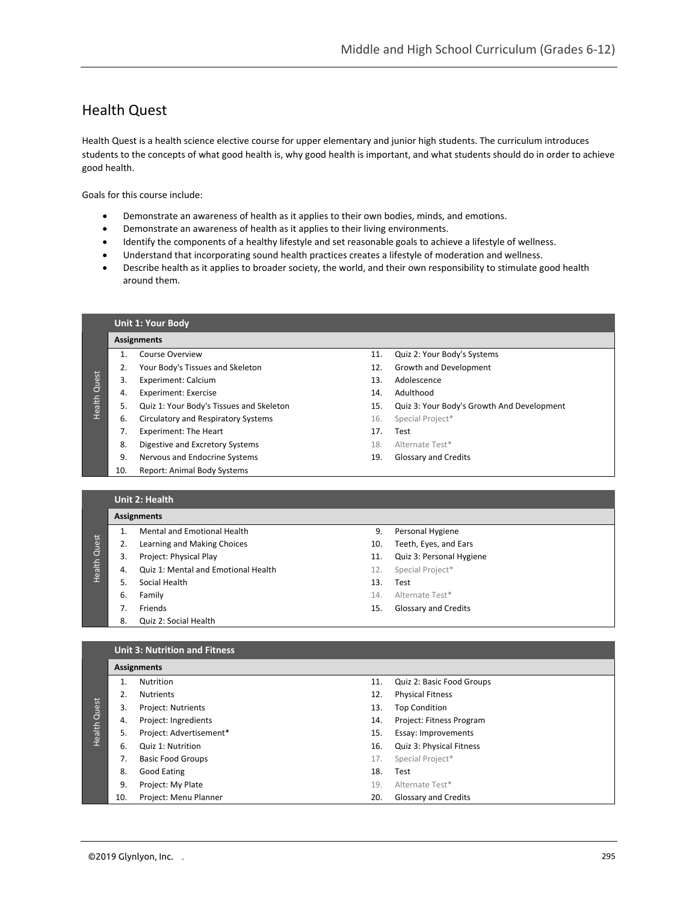## Health Quest

Health Quest is a health science elective course for upper elementary and junior high students. The curriculum introduces students to the concepts of what good health is, why good health is important, and what students should do in order to achieve good health.

Goals for this course include:

- Demonstrate an awareness of health as it applies to their own bodies, minds, and emotions.
- Demonstrate an awareness of health as it applies to their living environments.
- Identify the components of a healthy lifestyle and set reasonable goals to achieve a lifestyle of wellness.
- Understand that incorporating sound health practices creates a lifestyle of moderation and wellness.
- Describe health as it applies to broader society, the world, and their own responsibility to stimulate good health around them.

### Unit 1: Your Body

**Assignments**

1. Course Overview
2. Your Body's Tissues and Skeleton
3. Experiment: Calcium
4. Experiment: Exercise
5. Quiz 1: Your Body's Tissues and Skeleton
6. Circulatory and Respiratory Systems
7. Experiment: The Heart
8. Digestive and Excretory Systems
9. Nervous and Endocrine Systems
10. Report: Animal Body Systems
11. Quiz 2: Your Body's Systems
12. Growth and Development
13. Adolescence
14. Adulthood
15. Quiz 3: Your Body's Growth And Development
16. Special Project*
17. Test
18. Alternate Test*
19. Glossary and Credits

### Unit 2: Health

**Assignments**

1. Mental and Emotional Health
2. Learning and Making Choices
3. Project: Physical Play
4. Quiz 1: Mental and Emotional Health
5. Social Health
6. Family
7. Friends
8. Quiz 2: Social Health
9. Personal Hygiene
10. Teeth, Eyes, and Ears
11. Quiz 3: Personal Hygiene
12. Special Project*
13. Test
14. Alternate Test*
15. Glossary and Credits

### Unit 3: Nutrition and Fitness

**Assignments**

1. Nutrition
2. Nutrients
3. Project: Nutrients
4. Project: Ingredients
5. Project: Advertisement*
6. Quiz 1: Nutrition
7. Basic Food Groups
8. Good Eating
9. Project: My Plate
10. Project: Menu Planner
11. Quiz 2: Basic Food Groups
12. Physical Fitness
13. Top Condition
14. Project: Fitness Program
15. Essay: Improvements
16. Quiz 3: Physical Fitness
17. Special Project*
18. Test
19. Alternate Test*
20. Glossary and Credits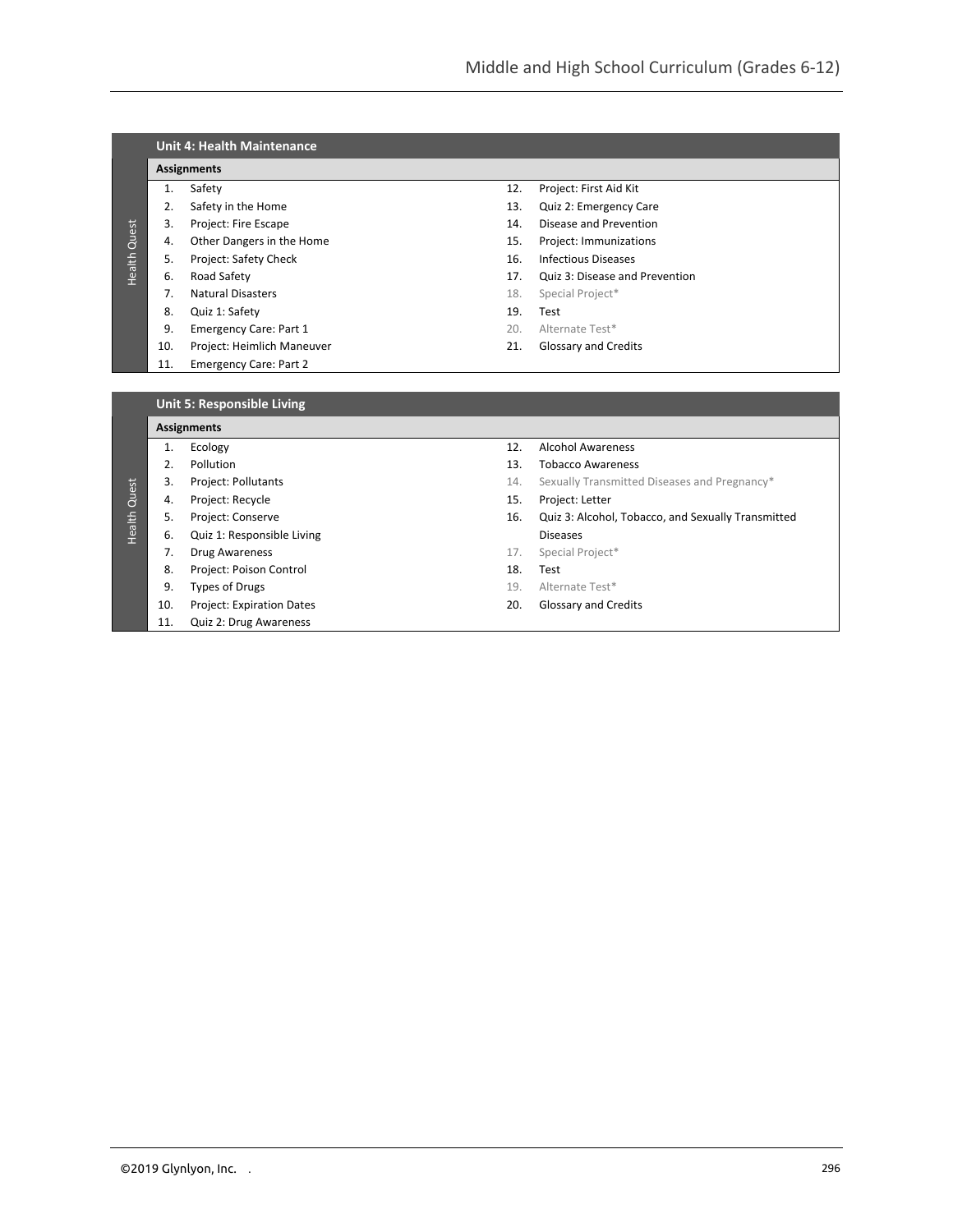## Unit 4: Health Maintenance

**Assignments**

1. Safety
2. Safety in the Home
3. Project: Fire Escape
4. Other Dangers in the Home
5. Project: Safety Check
6. Road Safety
7. Natural Disasters
8. Quiz 1: Safety
9. Emergency Care: Part 1
10. Project: Heimlich Maneuver
11. Emergency Care: Part 2
12. Project: First Aid Kit
13. Quiz 2: Emergency Care
14. Disease and Prevention
15. Project: Immunizations
16. Infectious Diseases
17. Quiz 3: Disease and Prevention
18. Special Project*
19. Test
20. Alternate Test*
21. Glossary and Credits

## Unit 5: Responsible Living

**Assignments**

1. Ecology
2. Pollution
3. Project: Pollutants
4. Project: Recycle
5. Project: Conserve
6. Quiz 1: Responsible Living
7. Drug Awareness
8. Project: Poison Control
9. Types of Drugs
10. Project: Expiration Dates
11. Quiz 2: Drug Awareness
12. Alcohol Awareness
13. Tobacco Awareness
14. Sexually Transmitted Diseases and Pregnancy*
15. Project: Letter
16. Quiz 3: Alcohol, Tobacco, and Sexually Transmitted Diseases
17. Special Project*
18. Test
19. Alternate Test*
20. Glossary and Credits